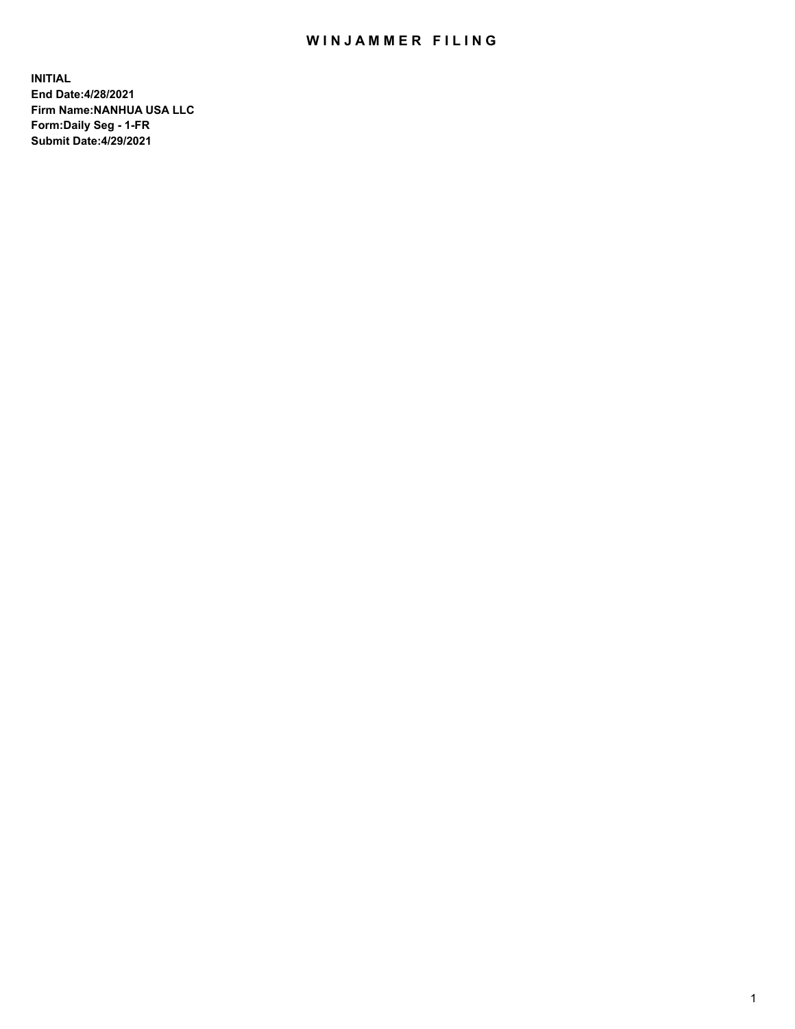# WINJAMMER FILING

**INITIAL**
**End Date:4/28/2021**
**Firm Name:NANHUA USA LLC**
**Form:Daily Seg - 1-FR**
**Submit Date:4/29/2021**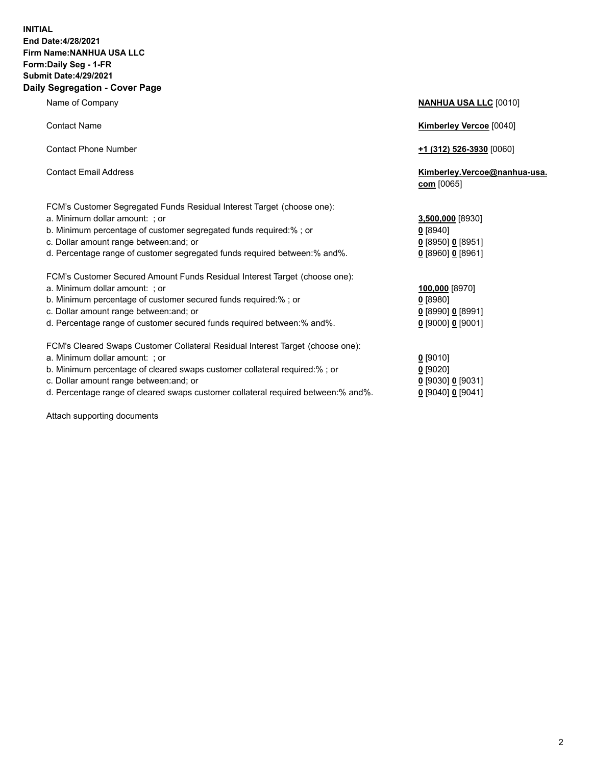**INITIAL**
**End Date:4/28/2021**
**Firm Name:NANHUA USA LLC**
**Form:Daily Seg - 1-FR**
**Submit Date:4/29/2021**

## Daily Segregation - Cover Page

| | |
|---|---|
| Name of Company | **NANHUA USA LLC** [0010] |
| Contact Name | **Kimberley Vercoe** [0040] |
| Contact Phone Number | **+1 (312) 526-3930** [0060] |
| Contact Email Address | **Kimberley.Vercoe@nanhua-usa.com** [0065] |

FCM's Customer Segregated Funds Residual Interest Target (choose one):

| | |
|---|---|
| a. Minimum dollar amount: ; or | **3,500,000** [8930] |
| b. Minimum percentage of customer segregated funds required:% ; or | **0** [8940] |
| c. Dollar amount range between:and; or | **0** [8950] **0** [8951] |
| d. Percentage range of customer segregated funds required between:% and%. | **0** [8960] **0** [8961] |

FCM's Customer Secured Amount Funds Residual Interest Target (choose one):

| | |
|---|---|
| a. Minimum dollar amount: ; or | **100,000** [8970] |
| b. Minimum percentage of customer secured funds required:% ; or | **0** [8980] |
| c. Dollar amount range between:and; or | **0** [8990] **0** [8991] |
| d. Percentage range of customer secured funds required between:% and%. | **0** [9000] **0** [9001] |

FCM's Cleared Swaps Customer Collateral Residual Interest Target (choose one):

| | |
|---|---|
| a. Minimum dollar amount: ; or | **0** [9010] |
| b. Minimum percentage of cleared swaps customer collateral required:% ; or | **0** [9020] |
| c. Dollar amount range between:and; or | **0** [9030] **0** [9031] |
| d. Percentage range of cleared swaps customer collateral required between:% and%. | **0** [9040] **0** [9041] |

Attach supporting documents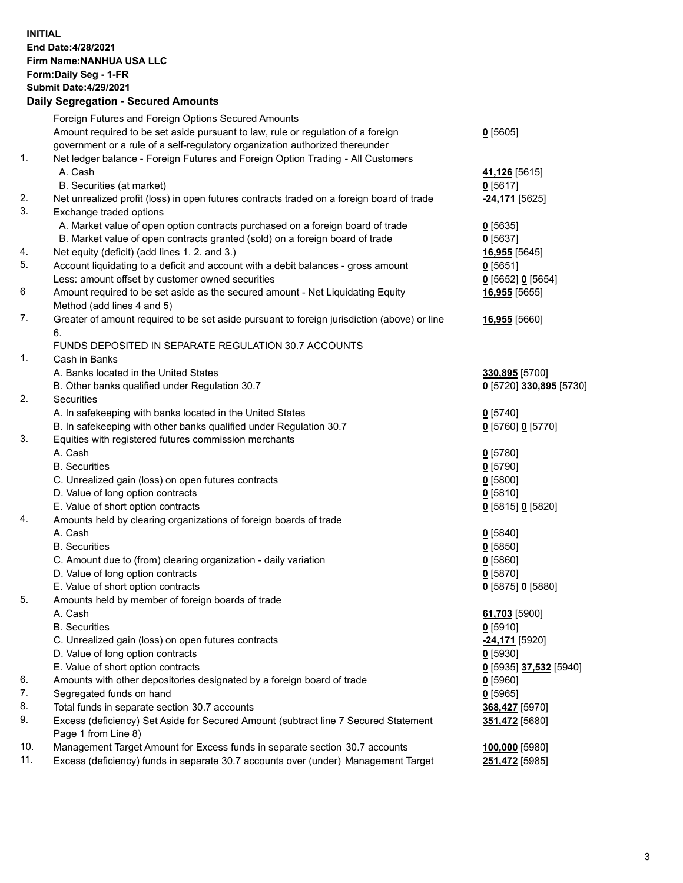**INITIAL**
**End Date:4/28/2021**
**Firm Name:NANHUA USA LLC**
**Form:Daily Seg - 1-FR**
**Submit Date:4/29/2021**

**Daily Segregation - Secured Amounts**

| | | |
|---|---|---|
| | Foreign Futures and Foreign Options Secured Amounts | |
| | Amount required to be set aside pursuant to law, rule or regulation of a foreign government or a rule of a self-regulatory organization authorized thereunder | **0** [5605] |
| 1. | Net ledger balance - Foreign Futures and Foreign Option Trading - All Customers | |
| | A. Cash | **41,126** [5615] |
| | B. Securities (at market) | **0** [5617] |
| 2. | Net unrealized profit (loss) in open futures contracts traded on a foreign board of trade | **-24,171** [5625] |
| 3. | Exchange traded options | |
| | A. Market value of open option contracts purchased on a foreign board of trade | **0** [5635] |
| | B. Market value of open contracts granted (sold) on a foreign board of trade | **0** [5637] |
| 4. | Net equity (deficit) (add lines 1. 2. and 3.) | **16,955** [5645] |
| 5. | Account liquidating to a deficit and account with a debit balances - gross amount | **0** [5651] |
| | Less: amount offset by customer owned securities | **0** [5652] **0** [5654] |
| 6 | Amount required to be set aside as the secured amount - Net Liquidating Equity Method (add lines 4 and 5) | **16,955** [5655] |
| 7. | Greater of amount required to be set aside pursuant to foreign jurisdiction (above) or line 6. | **16,955** [5660] |
| | FUNDS DEPOSITED IN SEPARATE REGULATION 30.7 ACCOUNTS | |
| 1. | Cash in Banks | |
| | A. Banks located in the United States | **330,895** [5700] |
| | B. Other banks qualified under Regulation 30.7 | **0** [5720] **330,895** [5730] |
| 2. | Securities | |
| | A. In safekeeping with banks located in the United States | **0** [5740] |
| | B. In safekeeping with other banks qualified under Regulation 30.7 | **0** [5760] **0** [5770] |
| 3. | Equities with registered futures commission merchants | |
| | A. Cash | **0** [5780] |
| | B. Securities | **0** [5790] |
| | C. Unrealized gain (loss) on open futures contracts | **0** [5800] |
| | D. Value of long option contracts | **0** [5810] |
| | E. Value of short option contracts | **0** [5815] **0** [5820] |
| 4. | Amounts held by clearing organizations of foreign boards of trade | |
| | A. Cash | **0** [5840] |
| | B. Securities | **0** [5850] |
| | C. Amount due to (from) clearing organization - daily variation | **0** [5860] |
| | D. Value of long option contracts | **0** [5870] |
| | E. Value of short option contracts | **0** [5875] **0** [5880] |
| 5. | Amounts held by member of foreign boards of trade | |
| | A. Cash | **61,703** [5900] |
| | B. Securities | **0** [5910] |
| | C. Unrealized gain (loss) on open futures contracts | **-24,171** [5920] |
| | D. Value of long option contracts | **0** [5930] |
| | E. Value of short option contracts | **0** [5935] **37,532** [5940] |
| 6. | Amounts with other depositories designated by a foreign board of trade | **0** [5960] |
| 7. | Segregated funds on hand | **0** [5965] |
| 8. | Total funds in separate section 30.7 accounts | **368,427** [5970] |
| 9. | Excess (deficiency) Set Aside for Secured Amount (subtract line 7 Secured Statement Page 1 from Line 8) | **351,472** [5680] |
| 10. | Management Target Amount for Excess funds in separate section 30.7 accounts | **100,000** [5980] |
| 11. | Excess (deficiency) funds in separate 30.7 accounts over (under) Management Target | **251,472** [5985] |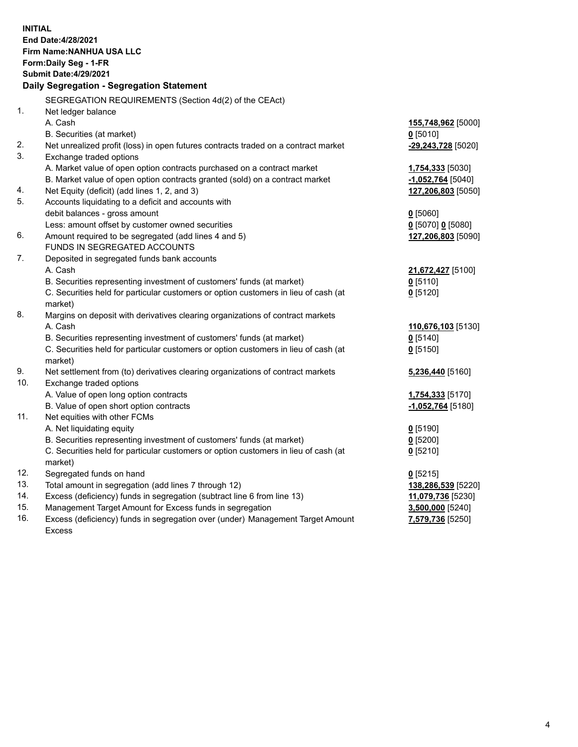**INITIAL**
**End Date:4/28/2021**
**Firm Name:NANHUA USA LLC**
**Form:Daily Seg - 1-FR**
**Submit Date:4/29/2021**

## Daily Segregation - Segregation Statement

SEGREGATION REQUIREMENTS (Section 4d(2) of the CEAct)

| | | |
|---|---|---|
| 1. | Net ledger balance | |
| | A. Cash | **155,748,962** [5000] |
| | B. Securities (at market) | **0** [5010] |
| 2. | Net unrealized profit (loss) in open futures contracts traded on a contract market | **-29,243,728** [5020] |
| 3. | Exchange traded options | |
| | A. Market value of open option contracts purchased on a contract market | **1,754,333** [5030] |
| | B. Market value of open option contracts granted (sold) on a contract market | **-1,052,764** [5040] |
| 4. | Net Equity (deficit) (add lines 1, 2, and 3) | **127,206,803** [5050] |
| 5. | Accounts liquidating to a deficit and accounts with debit balances - gross amount | **0** [5060] |
| | Less: amount offset by customer owned securities | **0** [5070] **0** [5080] |
| 6. | Amount required to be segregated (add lines 4 and 5) | **127,206,803** [5090] |
| | FUNDS IN SEGREGATED ACCOUNTS | |
| 7. | Deposited in segregated funds bank accounts | |
| | A. Cash | **21,672,427** [5100] |
| | B. Securities representing investment of customers' funds (at market) | **0** [5110] |
| | C. Securities held for particular customers or option customers in lieu of cash (at market) | **0** [5120] |
| 8. | Margins on deposit with derivatives clearing organizations of contract markets | |
| | A. Cash | **110,676,103** [5130] |
| | B. Securities representing investment of customers' funds (at market) | **0** [5140] |
| | C. Securities held for particular customers or option customers in lieu of cash (at market) | **0** [5150] |
| 9. | Net settlement from (to) derivatives clearing organizations of contract markets | **5,236,440** [5160] |
| 10. | Exchange traded options | |
| | A. Value of open long option contracts | **1,754,333** [5170] |
| | B. Value of open short option contracts | **-1,052,764** [5180] |
| 11. | Net equities with other FCMs | |
| | A. Net liquidating equity | **0** [5190] |
| | B. Securities representing investment of customers' funds (at market) | **0** [5200] |
| | C. Securities held for particular customers or option customers in lieu of cash (at market) | **0** [5210] |
| 12. | Segregated funds on hand | **0** [5215] |
| 13. | Total amount in segregation (add lines 7 through 12) | **138,286,539** [5220] |
| 14. | Excess (deficiency) funds in segregation (subtract line 6 from line 13) | **11,079,736** [5230] |
| 15. | Management Target Amount for Excess funds in segregation | **3,500,000** [5240] |
| 16. | Excess (deficiency) funds in segregation over (under) Management Target Amount Excess | **7,579,736** [5250] |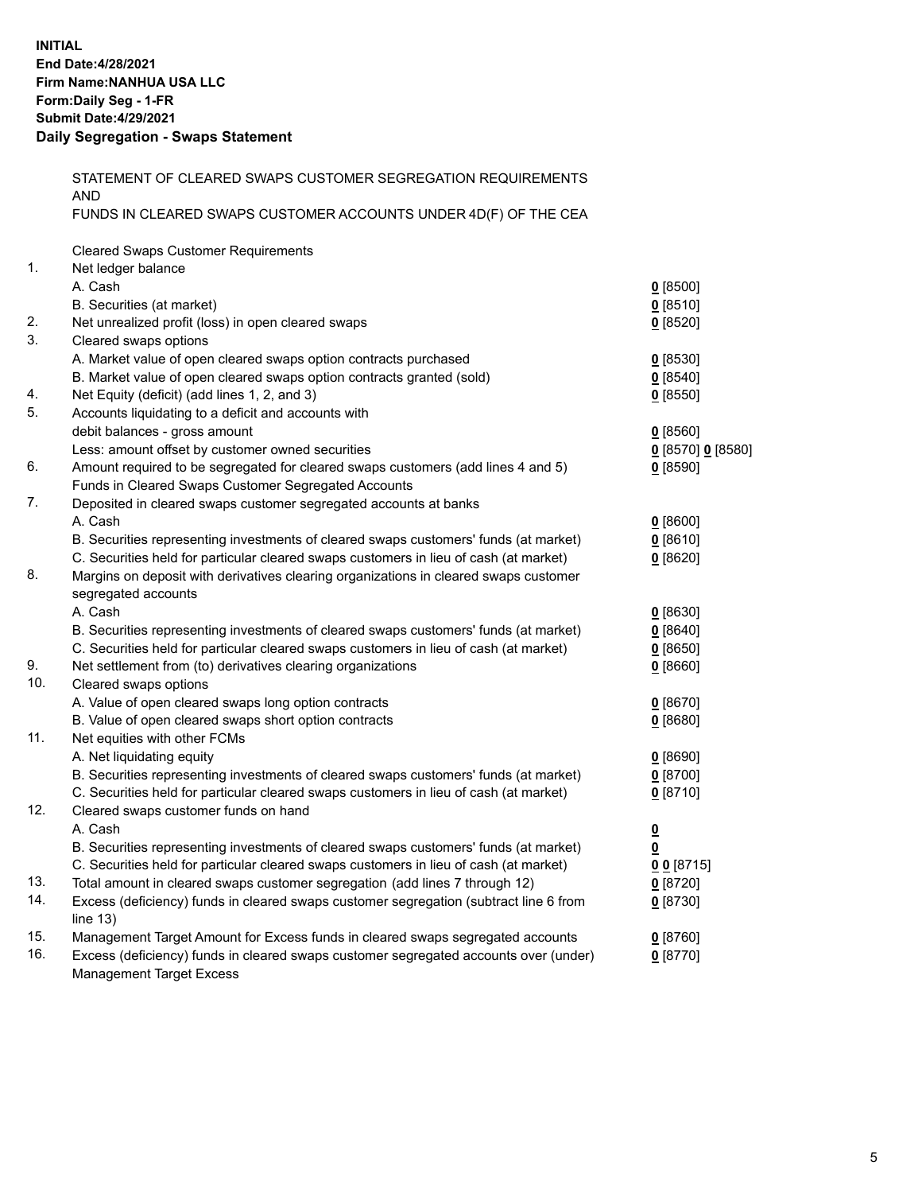**INITIAL**
**End Date:4/28/2021**
**Firm Name:NANHUA USA LLC**
**Form:Daily Seg - 1-FR**
**Submit Date:4/29/2021**
**Daily Segregation - Swaps Statement**

STATEMENT OF CLEARED SWAPS CUSTOMER SEGREGATION REQUIREMENTS AND
FUNDS IN CLEARED SWAPS CUSTOMER ACCOUNTS UNDER 4D(F) OF THE CEA

| | | |
|---|---|---|
| | Cleared Swaps Customer Requirements | |
| 1. | Net ledger balance | |
| | A. Cash | 0 [8500] |
| | B. Securities (at market) | 0 [8510] |
| 2. | Net unrealized profit (loss) in open cleared swaps | 0 [8520] |
| 3. | Cleared swaps options | |
| | A. Market value of open cleared swaps option contracts purchased | 0 [8530] |
| | B. Market value of open cleared swaps option contracts granted (sold) | 0 [8540] |
| 4. | Net Equity (deficit) (add lines 1, 2, and 3) | 0 [8550] |
| 5. | Accounts liquidating to a deficit and accounts with | |
| | debit balances - gross amount | 0 [8560] |
| | Less: amount offset by customer owned securities | 0 [8570] 0 [8580] |
| 6. | Amount required to be segregated for cleared swaps customers (add lines 4 and 5) | 0 [8590] |
| | Funds in Cleared Swaps Customer Segregated Accounts | |
| 7. | Deposited in cleared swaps customer segregated accounts at banks | |
| | A. Cash | 0 [8600] |
| | B. Securities representing investments of cleared swaps customers' funds (at market) | 0 [8610] |
| | C. Securities held for particular cleared swaps customers in lieu of cash (at market) | 0 [8620] |
| 8. | Margins on deposit with derivatives clearing organizations in cleared swaps customer segregated accounts | |
| | A. Cash | 0 [8630] |
| | B. Securities representing investments of cleared swaps customers' funds (at market) | 0 [8640] |
| | C. Securities held for particular cleared swaps customers in lieu of cash (at market) | 0 [8650] |
| 9. | Net settlement from (to) derivatives clearing organizations | 0 [8660] |
| 10. | Cleared swaps options | |
| | A. Value of open cleared swaps long option contracts | 0 [8670] |
| | B. Value of open cleared swaps short option contracts | 0 [8680] |
| 11. | Net equities with other FCMs | |
| | A. Net liquidating equity | 0 [8690] |
| | B. Securities representing investments of cleared swaps customers' funds (at market) | 0 [8700] |
| | C. Securities held for particular cleared swaps customers in lieu of cash (at market) | 0 [8710] |
| 12. | Cleared swaps customer funds on hand | |
| | A. Cash | 0 |
| | B. Securities representing investments of cleared swaps customers' funds (at market) | 0 |
| | C. Securities held for particular cleared swaps customers in lieu of cash (at market) | 0 0 [8715] |
| 13. | Total amount in cleared swaps customer segregation (add lines 7 through 12) | 0 [8720] |
| 14. | Excess (deficiency) funds in cleared swaps customer segregation (subtract line 6 from line 13) | 0 [8730] |
| 15. | Management Target Amount for Excess funds in cleared swaps segregated accounts | 0 [8760] |
| 16. | Excess (deficiency) funds in cleared swaps customer segregated accounts over (under) Management Target Excess | 0 [8770] |